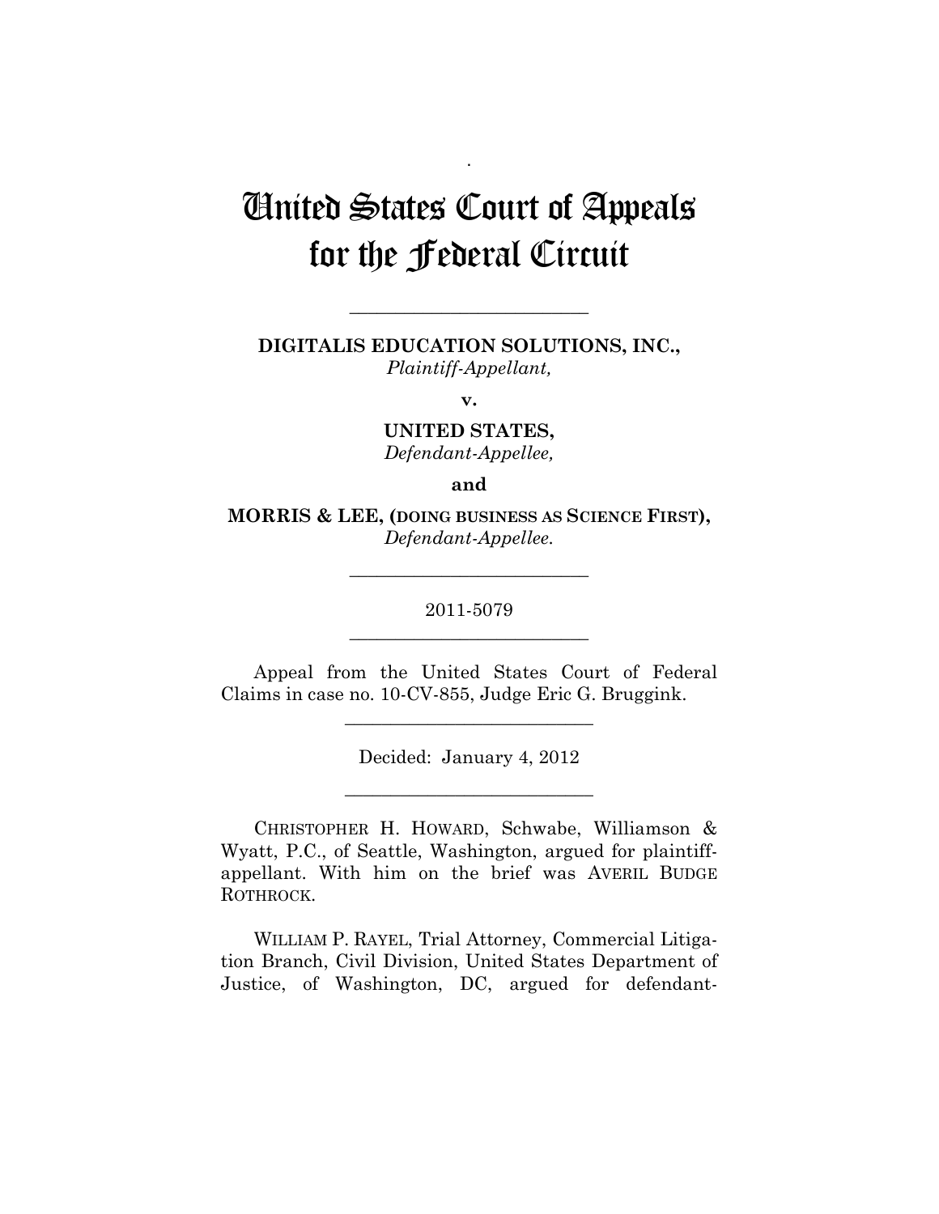# United States Court of Appeals for the Federal Circuit

---

**DIGITALIS EDUCATION SOLUTIONS, INC.,**
*Plaintiff-Appellant,*

**v.**

**UNITED STATES,**
*Defendant-Appellee,*

**and**

**MORRIS & LEE, (DOING BUSINESS AS SCIENCE FIRST),**
*Defendant-Appellee.*

---

2011-5079

---

Appeal from the United States Court of Federal Claims in case no. 10-CV-855, Judge Eric G. Bruggink.

---

Decided: January 4, 2012

---

CHRISTOPHER H. HOWARD, Schwabe, Williamson & Wyatt, P.C., of Seattle, Washington, argued for plaintiff-appellant. With him on the brief was AVERIL BUDGE ROTHROCK.

WILLIAM P. RAYEL, Trial Attorney, Commercial Litigation Branch, Civil Division, United States Department of Justice, of Washington, DC, argued for defendant-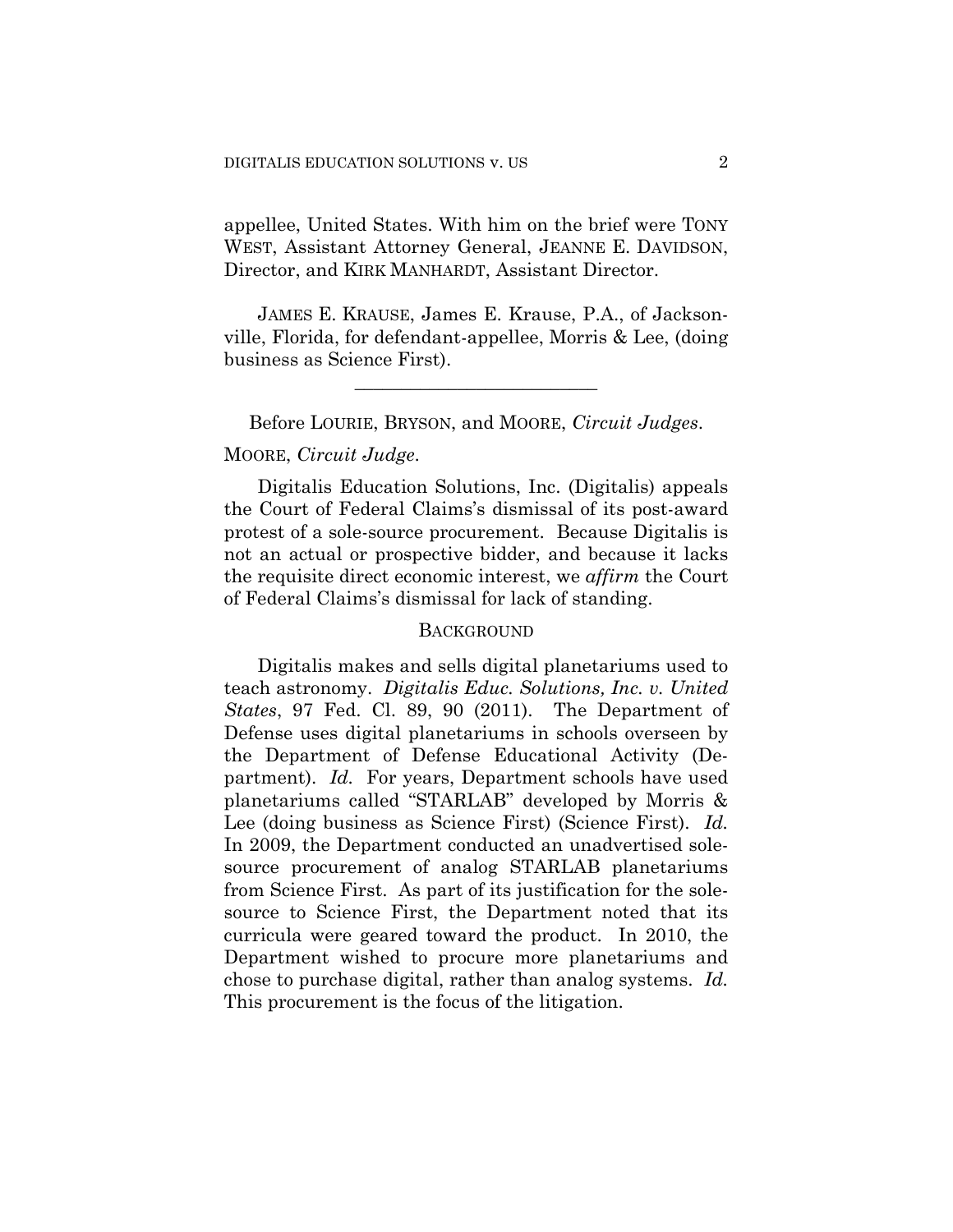appellee, United States. With him on the brief were TONY WEST, Assistant Attorney General, JEANNE E. DAVIDSON, Director, and KIRK MANHARDT, Assistant Director.

JAMES E. KRAUSE, James E. Krause, P.A., of Jacksonville, Florida, for defendant-appellee, Morris & Lee, (doing business as Science First).

---

Before LOURIE, BRYSON, and MOORE, *Circuit Judges*.

MOORE, *Circuit Judge*.

Digitalis Education Solutions, Inc. (Digitalis) appeals the Court of Federal Claims's dismissal of its post-award protest of a sole-source procurement. Because Digitalis is not an actual or prospective bidder, and because it lacks the requisite direct economic interest, we *affirm* the Court of Federal Claims's dismissal for lack of standing.

## BACKGROUND

Digitalis makes and sells digital planetariums used to teach astronomy. *Digitalis Educ. Solutions, Inc. v. United States*, 97 Fed. Cl. 89, 90 (2011). The Department of Defense uses digital planetariums in schools overseen by the Department of Defense Educational Activity (Department). *Id.* For years, Department schools have used planetariums called "STARLAB" developed by Morris & Lee (doing business as Science First) (Science First). *Id.* In 2009, the Department conducted an unadvertised sole-source procurement of analog STARLAB planetariums from Science First. As part of its justification for the sole-source to Science First, the Department noted that its curricula were geared toward the product. In 2010, the Department wished to procure more planetariums and chose to purchase digital, rather than analog systems. *Id.* This procurement is the focus of the litigation.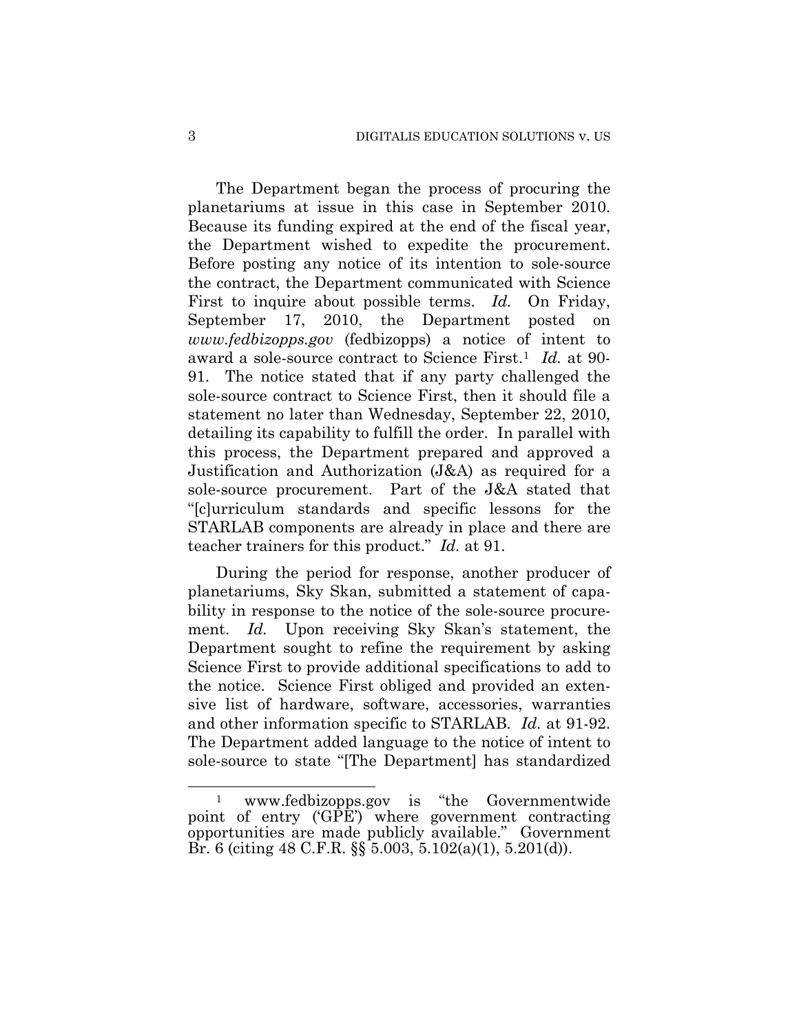The Department began the process of procuring the planetariums at issue in this case in September 2010. Because its funding expired at the end of the fiscal year, the Department wished to expedite the procurement. Before posting any notice of its intention to sole-source the contract, the Department communicated with Science First to inquire about possible terms. *Id.* On Friday, September 17, 2010, the Department posted on *www.fedbizopps.gov* (fedbizopps) a notice of intent to award a sole-source contract to Science First.[1] *Id.* at 90-91. The notice stated that if any party challenged the sole-source contract to Science First, then it should file a statement no later than Wednesday, September 22, 2010, detailing its capability to fulfill the order. In parallel with this process, the Department prepared and approved a Justification and Authorization (J&A) as required for a sole-source procurement. Part of the J&A stated that "[c]urriculum standards and specific lessons for the STARLAB components are already in place and there are teacher trainers for this product." *Id.* at 91.

During the period for response, another producer of planetariums, Sky Skan, submitted a statement of capability in response to the notice of the sole-source procurement. *Id.* Upon receiving Sky Skan's statement, the Department sought to refine the requirement by asking Science First to provide additional specifications to add to the notice. Science First obliged and provided an extensive list of hardware, software, accessories, warranties and other information specific to STARLAB. *Id.* at 91-92. The Department added language to the notice of intent to sole-source to state "[The Department] has standardized

[1] www.fedbizopps.gov is "the Governmentwide point of entry ('GPE') where government contracting opportunities are made publicly available." Government Br. 6 (citing 48 C.F.R. §§ 5.003, 5.102(a)(1), 5.201(d)).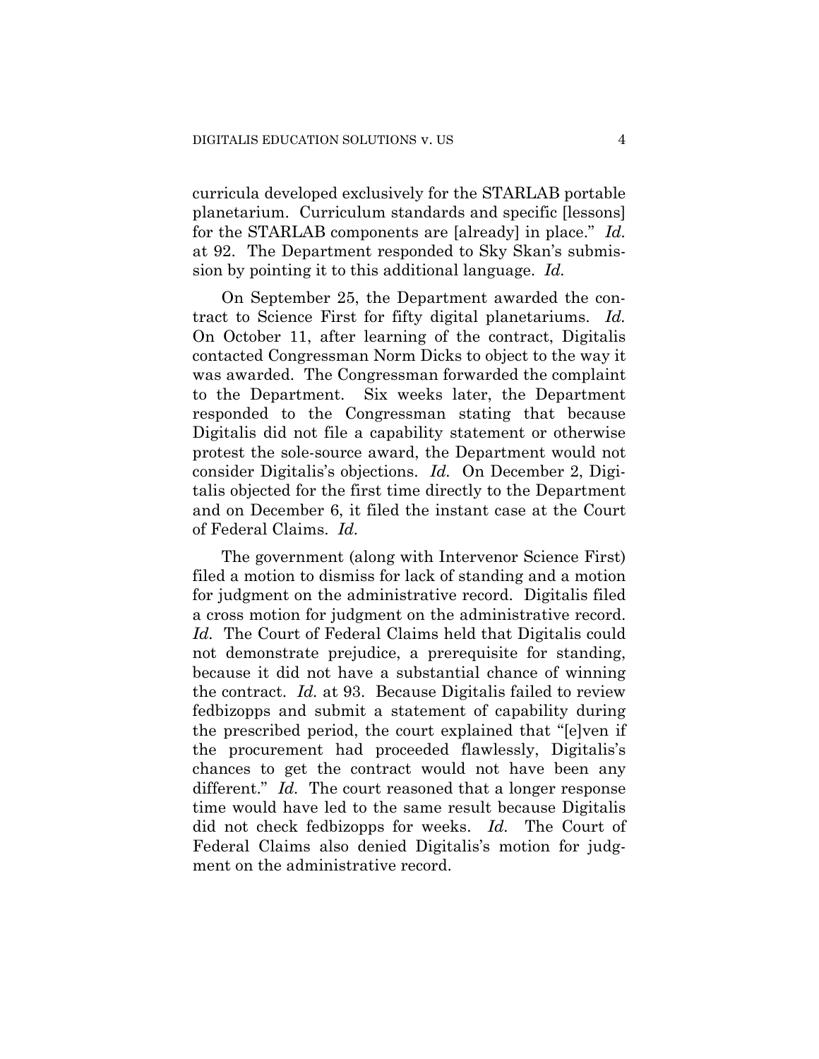curricula developed exclusively for the STARLAB portable planetarium. Curriculum standards and specific [lessons] for the STARLAB components are [already] in place." *Id.* at 92. The Department responded to Sky Skan's submission by pointing it to this additional language. *Id.*

On September 25, the Department awarded the contract to Science First for fifty digital planetariums. *Id.* On October 11, after learning of the contract, Digitalis contacted Congressman Norm Dicks to object to the way it was awarded. The Congressman forwarded the complaint to the Department. Six weeks later, the Department responded to the Congressman stating that because Digitalis did not file a capability statement or otherwise protest the sole-source award, the Department would not consider Digitalis's objections. *Id.* On December 2, Digitalis objected for the first time directly to the Department and on December 6, it filed the instant case at the Court of Federal Claims. *Id.*

The government (along with Intervenor Science First) filed a motion to dismiss for lack of standing and a motion for judgment on the administrative record. Digitalis filed a cross motion for judgment on the administrative record. *Id.* The Court of Federal Claims held that Digitalis could not demonstrate prejudice, a prerequisite for standing, because it did not have a substantial chance of winning the contract. *Id.* at 93. Because Digitalis failed to review fedbizopps and submit a statement of capability during the prescribed period, the court explained that "[e]ven if the procurement had proceeded flawlessly, Digitalis's chances to get the contract would not have been any different." *Id.* The court reasoned that a longer response time would have led to the same result because Digitalis did not check fedbizopps for weeks. *Id.* The Court of Federal Claims also denied Digitalis's motion for judgment on the administrative record.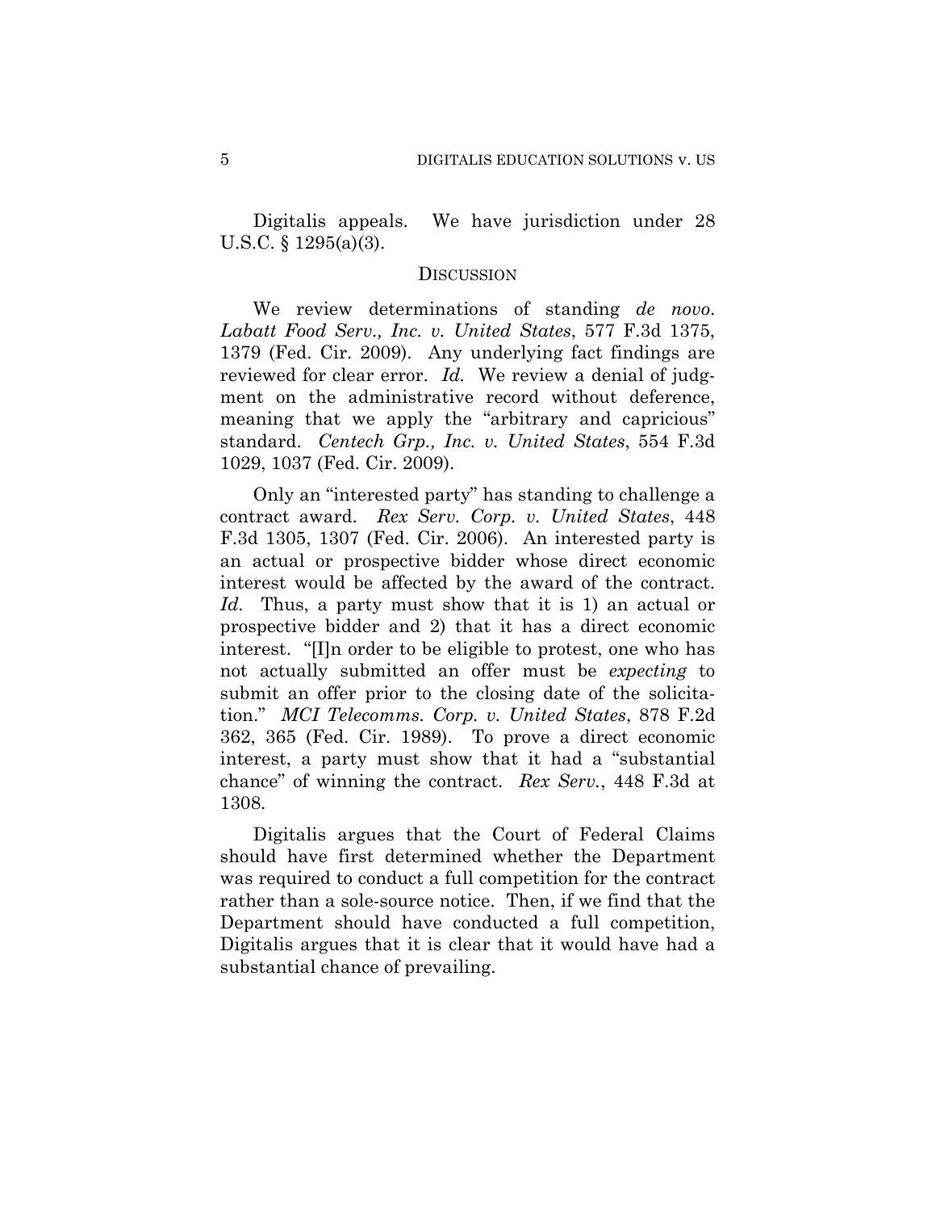Digitalis appeals. We have jurisdiction under 28 U.S.C. § 1295(a)(3).

## Discussion

We review determinations of standing *de novo*. *Labatt Food Serv., Inc. v. United States*, 577 F.3d 1375, 1379 (Fed. Cir. 2009). Any underlying fact findings are reviewed for clear error. *Id.* We review a denial of judgment on the administrative record without deference, meaning that we apply the "arbitrary and capricious" standard. *Centech Grp., Inc. v. United States*, 554 F.3d 1029, 1037 (Fed. Cir. 2009).

Only an "interested party" has standing to challenge a contract award. *Rex Serv. Corp. v. United States*, 448 F.3d 1305, 1307 (Fed. Cir. 2006). An interested party is an actual or prospective bidder whose direct economic interest would be affected by the award of the contract. *Id.* Thus, a party must show that it is 1) an actual or prospective bidder and 2) that it has a direct economic interest. "[I]n order to be eligible to protest, one who has not actually submitted an offer must be *expecting* to submit an offer prior to the closing date of the solicitation." *MCI Telecomms. Corp. v. United States*, 878 F.2d 362, 365 (Fed. Cir. 1989). To prove a direct economic interest, a party must show that it had a "substantial chance" of winning the contract. *Rex Serv.*, 448 F.3d at 1308.

Digitalis argues that the Court of Federal Claims should have first determined whether the Department was required to conduct a full competition for the contract rather than a sole-source notice. Then, if we find that the Department should have conducted a full competition, Digitalis argues that it is clear that it would have had a substantial chance of prevailing.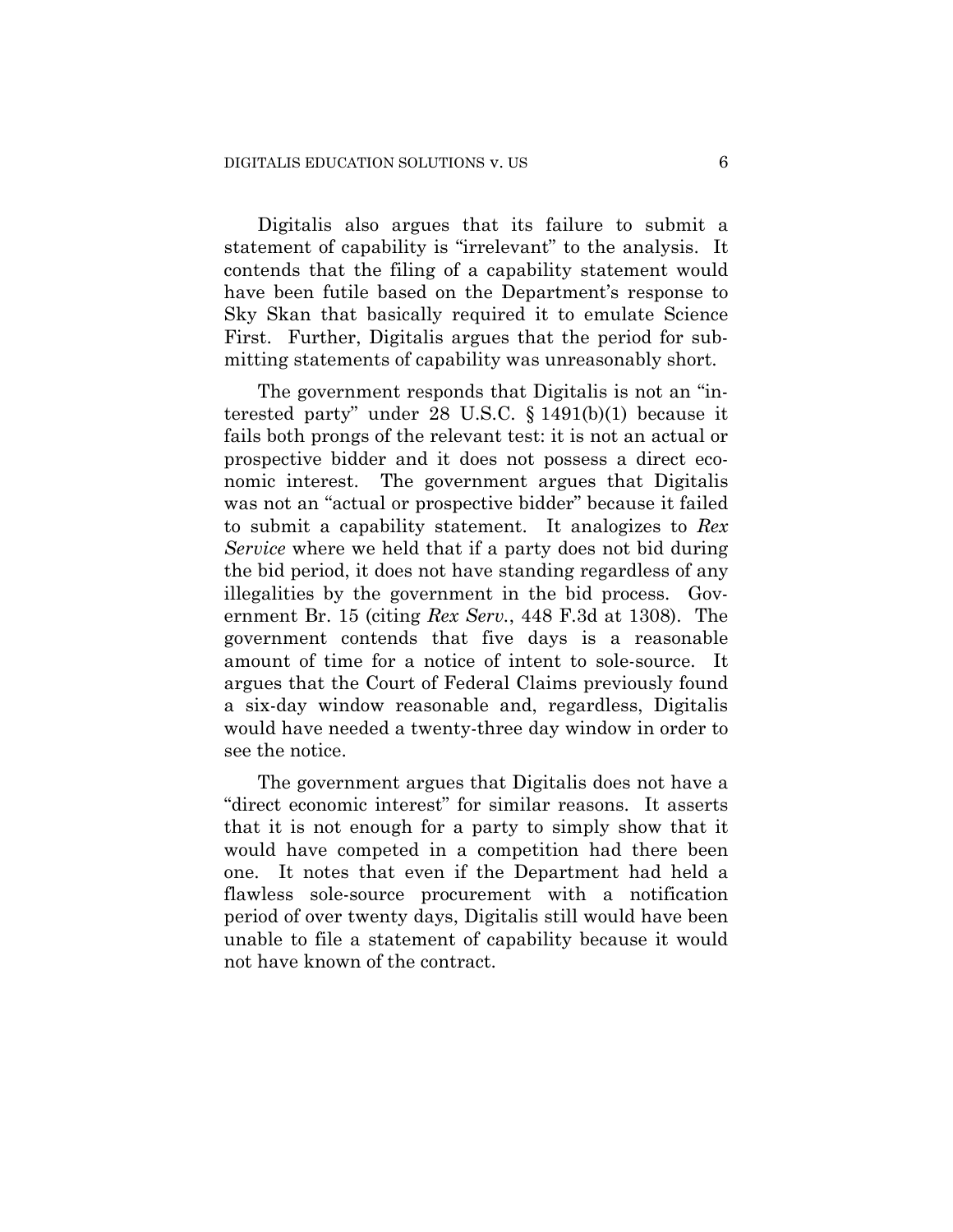Digitalis also argues that its failure to submit a statement of capability is "irrelevant" to the analysis. It contends that the filing of a capability statement would have been futile based on the Department's response to Sky Skan that basically required it to emulate Science First. Further, Digitalis argues that the period for submitting statements of capability was unreasonably short.

The government responds that Digitalis is not an "interested party" under 28 U.S.C. § 1491(b)(1) because it fails both prongs of the relevant test: it is not an actual or prospective bidder and it does not possess a direct economic interest. The government argues that Digitalis was not an "actual or prospective bidder" because it failed to submit a capability statement. It analogizes to *Rex Service* where we held that if a party does not bid during the bid period, it does not have standing regardless of any illegalities by the government in the bid process. Government Br. 15 (citing *Rex Serv.*, 448 F.3d at 1308). The government contends that five days is a reasonable amount of time for a notice of intent to sole-source. It argues that the Court of Federal Claims previously found a six-day window reasonable and, regardless, Digitalis would have needed a twenty-three day window in order to see the notice.

The government argues that Digitalis does not have a "direct economic interest" for similar reasons. It asserts that it is not enough for a party to simply show that it would have competed in a competition had there been one. It notes that even if the Department had held a flawless sole-source procurement with a notification period of over twenty days, Digitalis still would have been unable to file a statement of capability because it would not have known of the contract.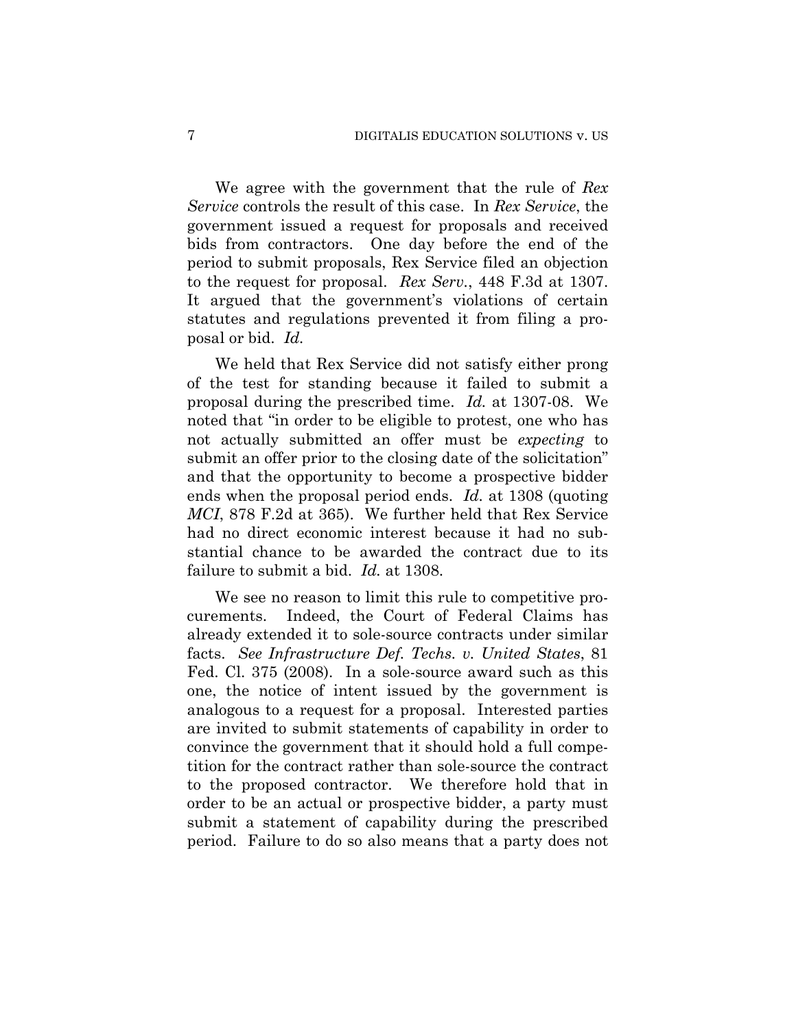We agree with the government that the rule of *Rex Service* controls the result of this case. In *Rex Service*, the government issued a request for proposals and received bids from contractors. One day before the end of the period to submit proposals, Rex Service filed an objection to the request for proposal. *Rex Serv.*, 448 F.3d at 1307. It argued that the government's violations of certain statutes and regulations prevented it from filing a proposal or bid. *Id.*

We held that Rex Service did not satisfy either prong of the test for standing because it failed to submit a proposal during the prescribed time. *Id.* at 1307-08. We noted that "in order to be eligible to protest, one who has not actually submitted an offer must be *expecting* to submit an offer prior to the closing date of the solicitation" and that the opportunity to become a prospective bidder ends when the proposal period ends. *Id.* at 1308 (quoting *MCI*, 878 F.2d at 365). We further held that Rex Service had no direct economic interest because it had no substantial chance to be awarded the contract due to its failure to submit a bid. *Id.* at 1308.

We see no reason to limit this rule to competitive procurements. Indeed, the Court of Federal Claims has already extended it to sole-source contracts under similar facts. *See Infrastructure Def. Techs. v. United States*, 81 Fed. Cl. 375 (2008). In a sole-source award such as this one, the notice of intent issued by the government is analogous to a request for a proposal. Interested parties are invited to submit statements of capability in order to convince the government that it should hold a full competition for the contract rather than sole-source the contract to the proposed contractor. We therefore hold that in order to be an actual or prospective bidder, a party must submit a statement of capability during the prescribed period. Failure to do so also means that a party does not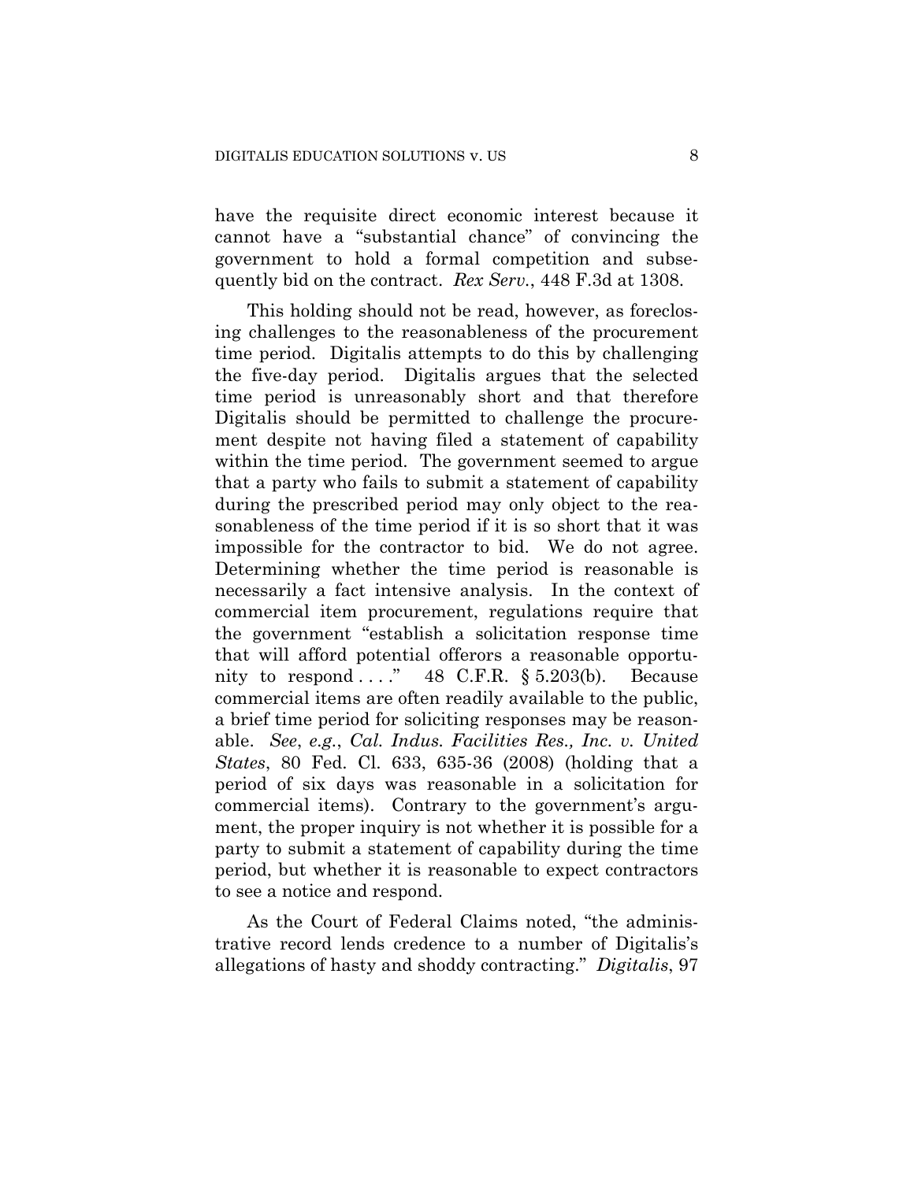have the requisite direct economic interest because it cannot have a "substantial chance" of convincing the government to hold a formal competition and subsequently bid on the contract. *Rex Serv.*, 448 F.3d at 1308.

This holding should not be read, however, as foreclosing challenges to the reasonableness of the procurement time period. Digitalis attempts to do this by challenging the five-day period. Digitalis argues that the selected time period is unreasonably short and that therefore Digitalis should be permitted to challenge the procurement despite not having filed a statement of capability within the time period. The government seemed to argue that a party who fails to submit a statement of capability during the prescribed period may only object to the reasonableness of the time period if it is so short that it was impossible for the contractor to bid. We do not agree. Determining whether the time period is reasonable is necessarily a fact intensive analysis. In the context of commercial item procurement, regulations require that the government "establish a solicitation response time that will afford potential offerors a reasonable opportunity to respond . . . ." 48 C.F.R. § 5.203(b). Because commercial items are often readily available to the public, a brief time period for soliciting responses may be reasonable. *See*, *e.g.*, *Cal. Indus. Facilities Res., Inc. v. United States*, 80 Fed. Cl. 633, 635-36 (2008) (holding that a period of six days was reasonable in a solicitation for commercial items). Contrary to the government's argument, the proper inquiry is not whether it is possible for a party to submit a statement of capability during the time period, but whether it is reasonable to expect contractors to see a notice and respond.

As the Court of Federal Claims noted, "the administrative record lends credence to a number of Digitalis's allegations of hasty and shoddy contracting." *Digitalis*, 97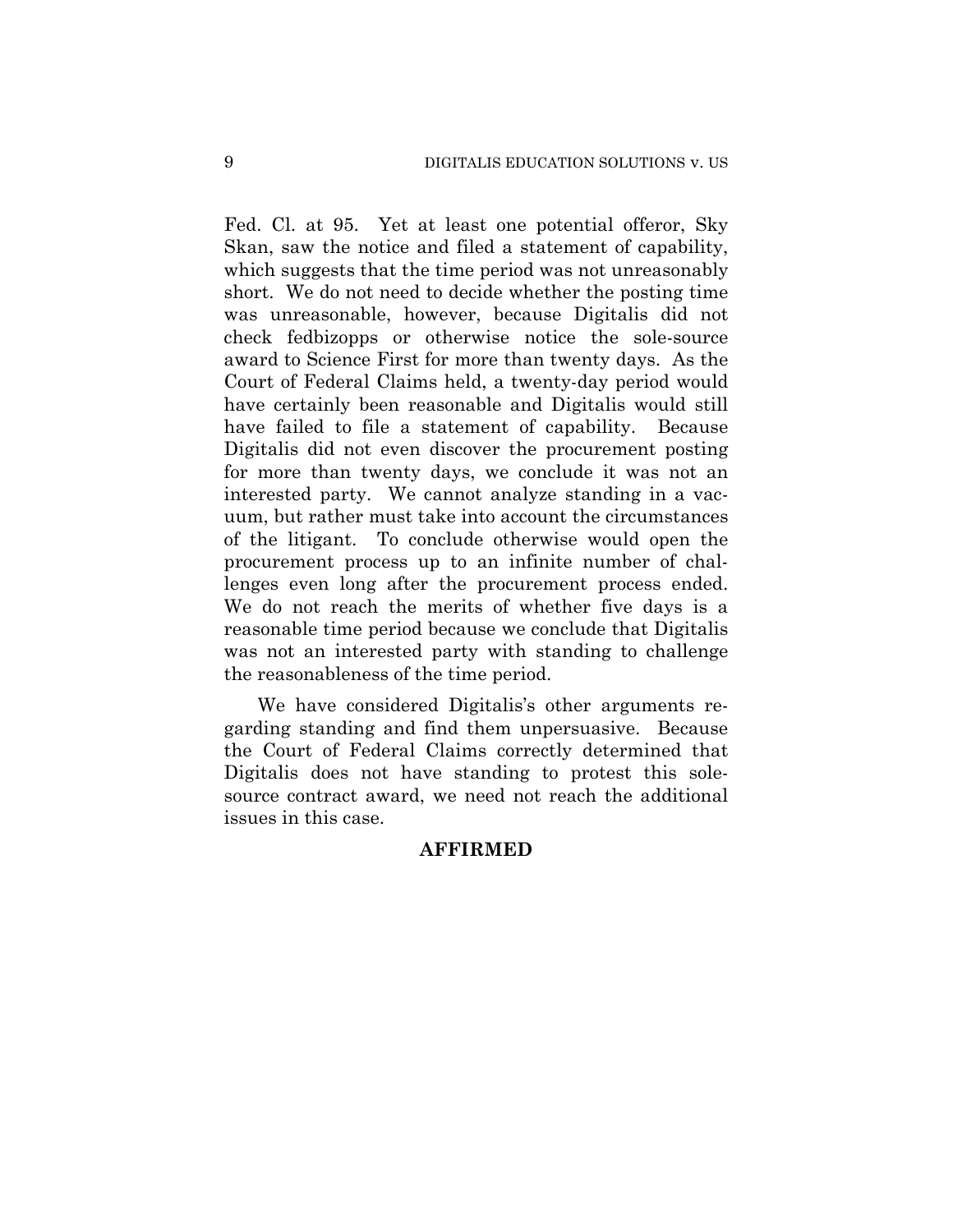Fed. Cl. at 95. Yet at least one potential offeror, Sky Skan, saw the notice and filed a statement of capability, which suggests that the time period was not unreasonably short. We do not need to decide whether the posting time was unreasonable, however, because Digitalis did not check fedbizopps or otherwise notice the sole-source award to Science First for more than twenty days. As the Court of Federal Claims held, a twenty-day period would have certainly been reasonable and Digitalis would still have failed to file a statement of capability. Because Digitalis did not even discover the procurement posting for more than twenty days, we conclude it was not an interested party. We cannot analyze standing in a vacuum, but rather must take into account the circumstances of the litigant. To conclude otherwise would open the procurement process up to an infinite number of challenges even long after the procurement process ended. We do not reach the merits of whether five days is a reasonable time period because we conclude that Digitalis was not an interested party with standing to challenge the reasonableness of the time period.

We have considered Digitalis's other arguments regarding standing and find them unpersuasive. Because the Court of Federal Claims correctly determined that Digitalis does not have standing to protest this sole-source contract award, we need not reach the additional issues in this case.

**AFFIRMED**